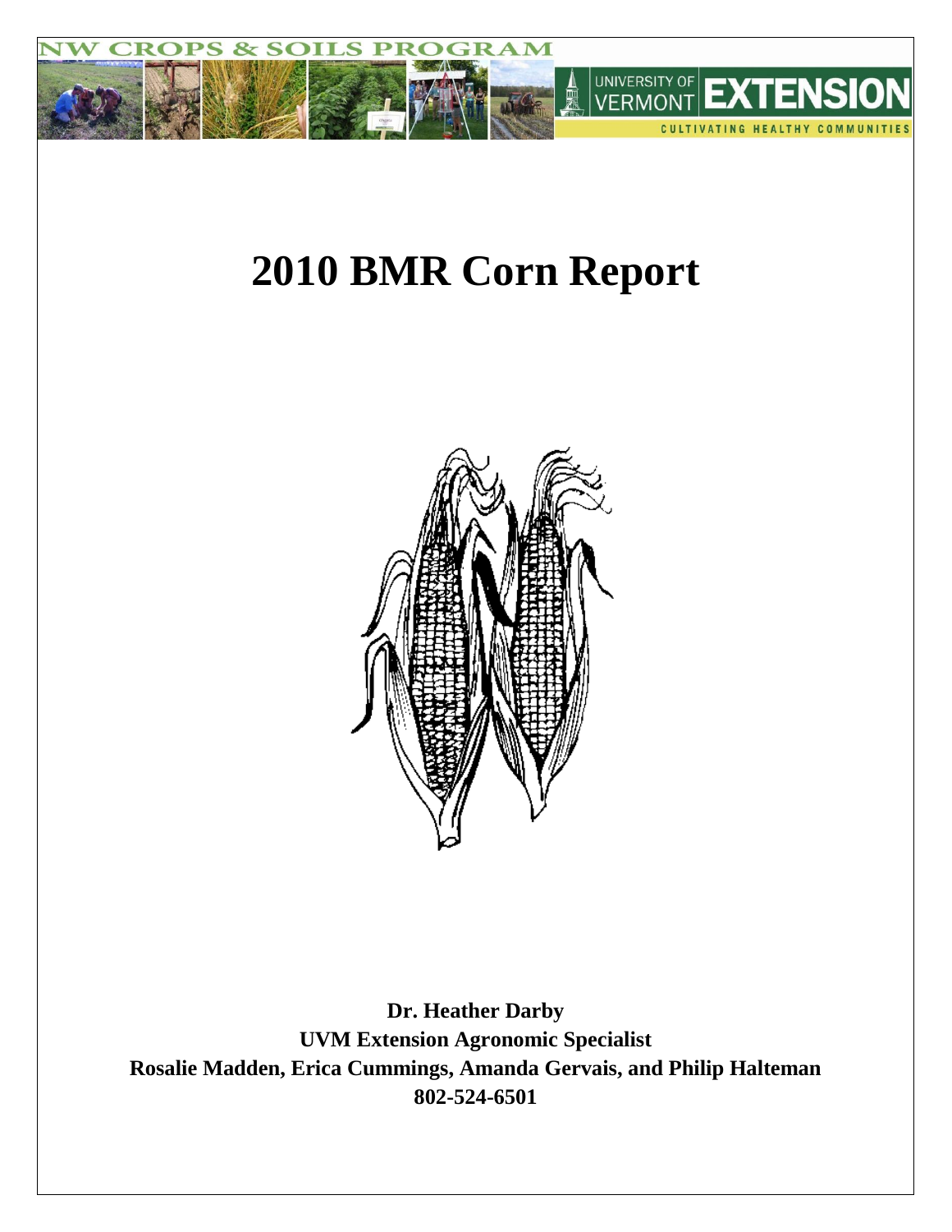NW CROPS & SOILS PROGRAM

UNIVERSITY OF VERMONT EXTENSION

CULTIVATING HEALTHY COMMUNITIES

# 2010 BMR Corn Report

**Dr. Heather Darby**
**UVM Extension Agronomic Specialist**
**Rosalie Madden, Erica Cummings, Amanda Gervais, and Philip Halteman**
**802-524-6501**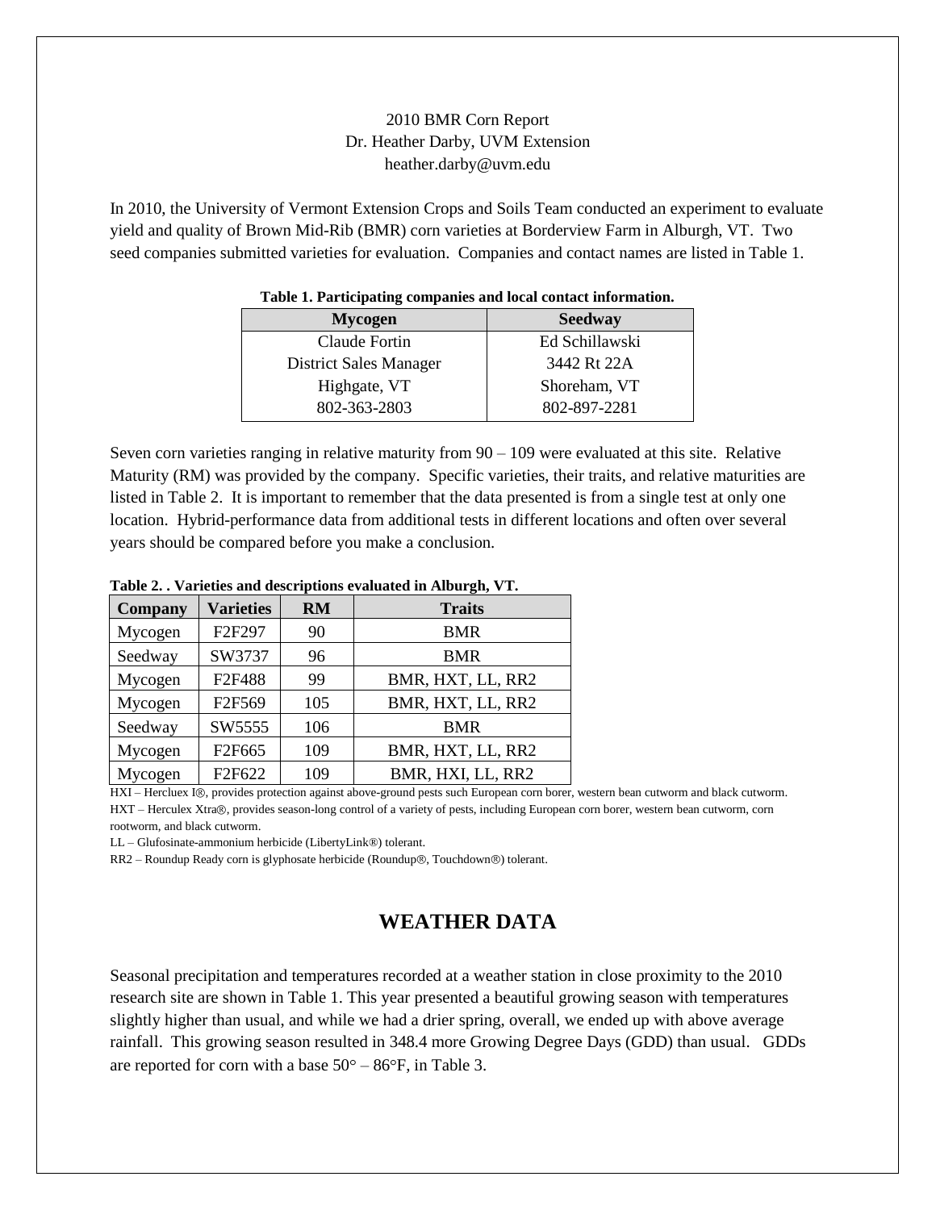2010 BMR Corn Report
Dr. Heather Darby, UVM Extension
heather.darby@uvm.edu

In 2010, the University of Vermont Extension Crops and Soils Team conducted an experiment to evaluate yield and quality of Brown Mid-Rib (BMR) corn varieties at Borderview Farm in Alburgh, VT. Two seed companies submitted varieties for evaluation. Companies and contact names are listed in Table 1.

**Table 1. Participating companies and local contact information.**

| Mycogen | Seedway |
|---|---|
| Claude Fortin | Ed Schillawski |
| District Sales Manager | 3442 Rt 22A |
| Highgate, VT | Shoreham, VT |
| 802-363-2803 | 802-897-2281 |

Seven corn varieties ranging in relative maturity from 90 – 109 were evaluated at this site. Relative Maturity (RM) was provided by the company. Specific varieties, their traits, and relative maturities are listed in Table 2. It is important to remember that the data presented is from a single test at only one location. Hybrid-performance data from additional tests in different locations and often over several years should be compared before you make a conclusion.

**Table 2. . Varieties and descriptions evaluated in Alburgh, VT.**

| Company | Varieties | RM | Traits |
|---|---|---|---|
| Mycogen | F2F297 | 90 | BMR |
| Seedway | SW3737 | 96 | BMR |
| Mycogen | F2F488 | 99 | BMR, HXT, LL, RR2 |
| Mycogen | F2F569 | 105 | BMR, HXT, LL, RR2 |
| Seedway | SW5555 | 106 | BMR |
| Mycogen | F2F665 | 109 | BMR, HXT, LL, RR2 |
| Mycogen | F2F622 | 109 | BMR, HXI, LL, RR2 |

HXI – Hercluex I®, provides protection against above-ground pests such European corn borer, western bean cutworm and black cutworm.
HXT – Herculex Xtra®, provides season-long control of a variety of pests, including European corn borer, western bean cutworm, corn rootworm, and black cutworm.
LL – Glufosinate-ammonium herbicide (LibertyLink®) tolerant.
RR2 – Roundup Ready corn is glyphosate herbicide (Roundup®, Touchdown®) tolerant.

## WEATHER DATA

Seasonal precipitation and temperatures recorded at a weather station in close proximity to the 2010 research site are shown in Table 1. This year presented a beautiful growing season with temperatures slightly higher than usual, and while we had a drier spring, overall, we ended up with above average rainfall. This growing season resulted in 348.4 more Growing Degree Days (GDD) than usual. GDDs are reported for corn with a base 50° – 86°F, in Table 3.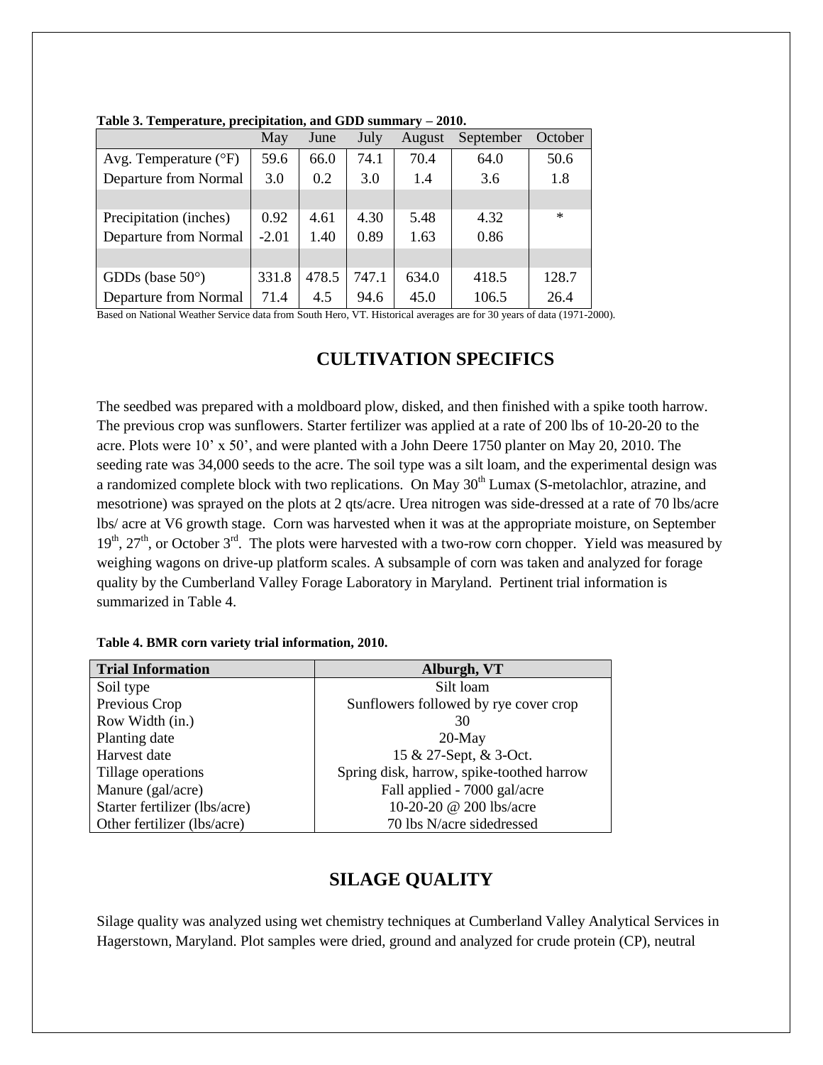**Table 3. Temperature, precipitation, and GDD summary – 2010.**

| | May | June | July | August | September | October |
|---|---|---|---|---|---|---|
| Avg. Temperature (°F) | 59.6 | 66.0 | 74.1 | 70.4 | 64.0 | 50.6 |
| Departure from Normal | 3.0 | 0.2 | 3.0 | 1.4 | 3.6 | 1.8 |
| | | | | | | |
| Precipitation (inches) | 0.92 | 4.61 | 4.30 | 5.48 | 4.32 | * |
| Departure from Normal | -2.01 | 1.40 | 0.89 | 1.63 | 0.86 | |
| | | | | | | |
| GDDs (base 50°) | 331.8 | 478.5 | 747.1 | 634.0 | 418.5 | 128.7 |
| Departure from Normal | 71.4 | 4.5 | 94.6 | 45.0 | 106.5 | 26.4 |

Based on National Weather Service data from South Hero, VT. Historical averages are for 30 years of data (1971-2000).

## CULTIVATION SPECIFICS

The seedbed was prepared with a moldboard plow, disked, and then finished with a spike tooth harrow. The previous crop was sunflowers. Starter fertilizer was applied at a rate of 200 lbs of 10-20-20 to the acre. Plots were 10' x 50', and were planted with a John Deere 1750 planter on May 20, 2010. The seeding rate was 34,000 seeds to the acre. The soil type was a silt loam, and the experimental design was a randomized complete block with two replications. On May 30th Lumax (S-metolachlor, atrazine, and mesotrione) was sprayed on the plots at 2 qts/acre. Urea nitrogen was side-dressed at a rate of 70 lbs/acre lbs/ acre at V6 growth stage. Corn was harvested when it was at the appropriate moisture, on September 19th, 27th, or October 3rd. The plots were harvested with a two-row corn chopper. Yield was measured by weighing wagons on drive-up platform scales. A subsample of corn was taken and analyzed for forage quality by the Cumberland Valley Forage Laboratory in Maryland. Pertinent trial information is summarized in Table 4.

**Table 4. BMR corn variety trial information, 2010.**

| Trial Information | Alburgh, VT |
|---|---|
| Soil type | Silt loam |
| Previous Crop | Sunflowers followed by rye cover crop |
| Row Width (in.) | 30 |
| Planting date | 20-May |
| Harvest date | 15 & 27-Sept, & 3-Oct. |
| Tillage operations | Spring disk, harrow, spike-toothed harrow |
| Manure (gal/acre) | Fall applied - 7000 gal/acre |
| Starter fertilizer (lbs/acre) | 10-20-20 @ 200 lbs/acre |
| Other fertilizer (lbs/acre) | 70 lbs N/acre sidedressed |

## SILAGE QUALITY

Silage quality was analyzed using wet chemistry techniques at Cumberland Valley Analytical Services in Hagerstown, Maryland. Plot samples were dried, ground and analyzed for crude protein (CP), neutral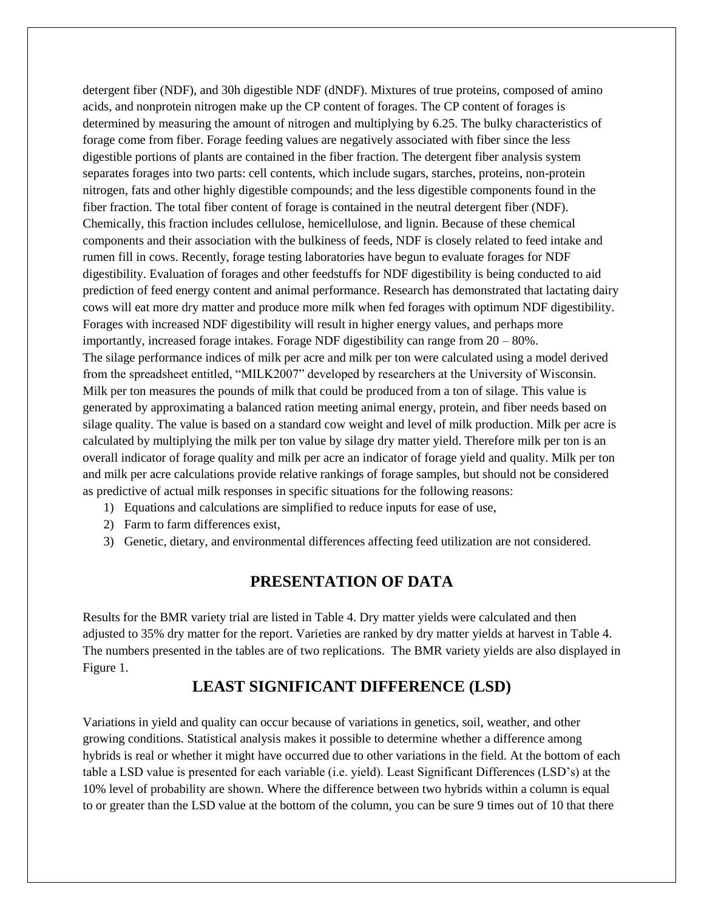detergent fiber (NDF), and 30h digestible NDF (dNDF). Mixtures of true proteins, composed of amino acids, and nonprotein nitrogen make up the CP content of forages. The CP content of forages is determined by measuring the amount of nitrogen and multiplying by 6.25. The bulky characteristics of forage come from fiber. Forage feeding values are negatively associated with fiber since the less digestible portions of plants are contained in the fiber fraction. The detergent fiber analysis system separates forages into two parts: cell contents, which include sugars, starches, proteins, non-protein nitrogen, fats and other highly digestible compounds; and the less digestible components found in the fiber fraction. The total fiber content of forage is contained in the neutral detergent fiber (NDF). Chemically, this fraction includes cellulose, hemicellulose, and lignin. Because of these chemical components and their association with the bulkiness of feeds, NDF is closely related to feed intake and rumen fill in cows. Recently, forage testing laboratories have begun to evaluate forages for NDF digestibility. Evaluation of forages and other feedstuffs for NDF digestibility is being conducted to aid prediction of feed energy content and animal performance. Research has demonstrated that lactating dairy cows will eat more dry matter and produce more milk when fed forages with optimum NDF digestibility. Forages with increased NDF digestibility will result in higher energy values, and perhaps more importantly, increased forage intakes. Forage NDF digestibility can range from 20 – 80%.

The silage performance indices of milk per acre and milk per ton were calculated using a model derived from the spreadsheet entitled, "MILK2007" developed by researchers at the University of Wisconsin. Milk per ton measures the pounds of milk that could be produced from a ton of silage. This value is generated by approximating a balanced ration meeting animal energy, protein, and fiber needs based on silage quality. The value is based on a standard cow weight and level of milk production. Milk per acre is calculated by multiplying the milk per ton value by silage dry matter yield. Therefore milk per ton is an overall indicator of forage quality and milk per acre an indicator of forage yield and quality. Milk per ton and milk per acre calculations provide relative rankings of forage samples, but should not be considered as predictive of actual milk responses in specific situations for the following reasons:

1) Equations and calculations are simplified to reduce inputs for ease of use,
2) Farm to farm differences exist,
3) Genetic, dietary, and environmental differences affecting feed utilization are not considered.

## PRESENTATION OF DATA

Results for the BMR variety trial are listed in Table 4. Dry matter yields were calculated and then adjusted to 35% dry matter for the report. Varieties are ranked by dry matter yields at harvest in Table 4. The numbers presented in the tables are of two replications. The BMR variety yields are also displayed in Figure 1.

## LEAST SIGNIFICANT DIFFERENCE (LSD)

Variations in yield and quality can occur because of variations in genetics, soil, weather, and other growing conditions. Statistical analysis makes it possible to determine whether a difference among hybrids is real or whether it might have occurred due to other variations in the field. At the bottom of each table a LSD value is presented for each variable (i.e. yield). Least Significant Differences (LSD's) at the 10% level of probability are shown. Where the difference between two hybrids within a column is equal to or greater than the LSD value at the bottom of the column, you can be sure 9 times out of 10 that there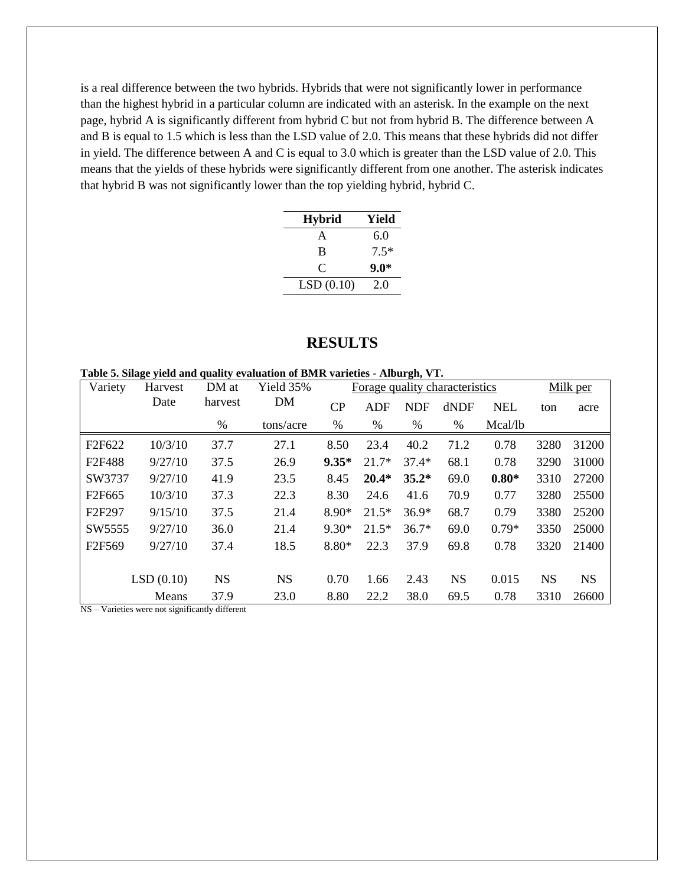is a real difference between the two hybrids. Hybrids that were not significantly lower in performance than the highest hybrid in a particular column are indicated with an asterisk. In the example on the next page, hybrid A is significantly different from hybrid C but not from hybrid B. The difference between A and B is equal to 1.5 which is less than the LSD value of 2.0. This means that these hybrids did not differ in yield. The difference between A and C is equal to 3.0 which is greater than the LSD value of 2.0. This means that the yields of these hybrids were significantly different from one another. The asterisk indicates that hybrid B was not significantly lower than the top yielding hybrid, hybrid C.

| Hybrid | Yield |
|---|---|
| A | 6.0 |
| B | 7.5* |
| C | **9.0*** |
| LSD (0.10) | 2.0 |

# RESULTS

**Table 5. Silage yield and quality evaluation of BMR varieties - Alburgh, VT.**

| Variety | Harvest Date | DM at harvest | Yield 35% DM | Forage quality characteristics | | | | | Milk per | |
|---|---|---|---|---|---|---|---|---|---|---|
| | | | | CP | ADF | NDF | dNDF | NEL | ton | acre |
| | | % | tons/acre | % | % | % | % | Mcal/lb | | |
| F2F622 | 10/3/10 | 37.7 | 27.1 | 8.50 | 23.4 | 40.2 | 71.2 | 0.78 | 3280 | 31200 |
| F2F488 | 9/27/10 | 37.5 | 26.9 | **9.35*** | 21.7* | 37.4* | 68.1 | 0.78 | 3290 | 31000 |
| SW3737 | 9/27/10 | 41.9 | 23.5 | 8.45 | **20.4*** | **35.2*** | 69.0 | **0.80*** | 3310 | 27200 |
| F2F665 | 10/3/10 | 37.3 | 22.3 | 8.30 | 24.6 | 41.6 | 70.9 | 0.77 | 3280 | 25500 |
| F2F297 | 9/15/10 | 37.5 | 21.4 | 8.90* | 21.5* | 36.9* | 68.7 | 0.79 | 3380 | 25200 |
| SW5555 | 9/27/10 | 36.0 | 21.4 | 9.30* | 21.5* | 36.7* | 69.0 | 0.79* | 3350 | 25000 |
| F2F569 | 9/27/10 | 37.4 | 18.5 | 8.80* | 22.3 | 37.9 | 69.8 | 0.78 | 3320 | 21400 |
| | LSD (0.10) | NS | NS | 0.70 | 1.66 | 2.43 | NS | 0.015 | NS | NS |
| | Means | 37.9 | 23.0 | 8.80 | 22.2 | 38.0 | 69.5 | 0.78 | 3310 | 26600 |

NS – Varieties were not significantly different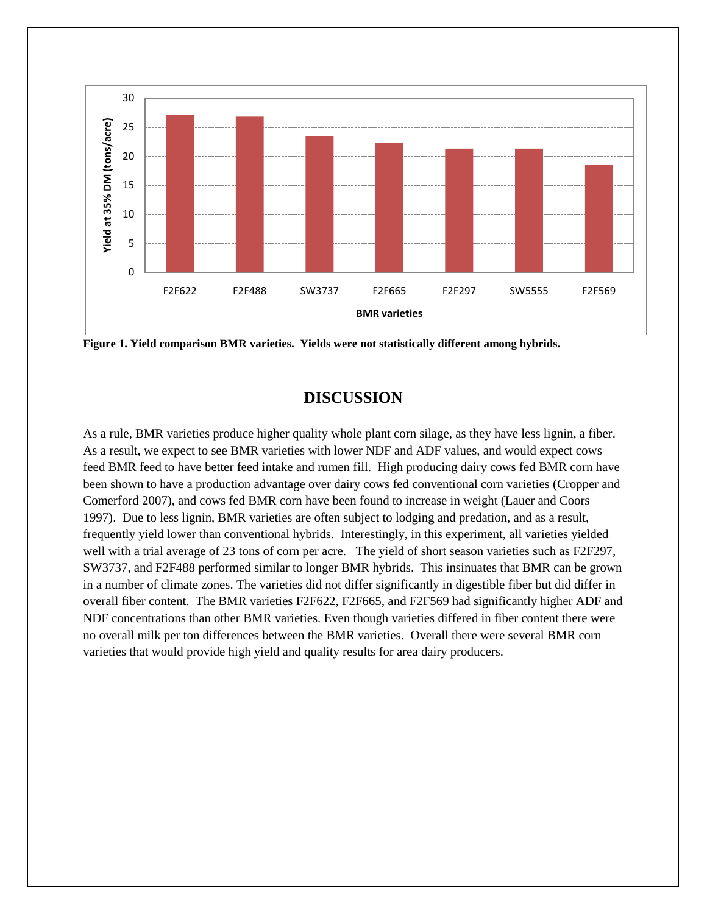**Figure 1. Yield comparison BMR varieties. Yields were not statistically different among hybrids.**

## DISCUSSION

As a rule, BMR varieties produce higher quality whole plant corn silage, as they have less lignin, a fiber. As a result, we expect to see BMR varieties with lower NDF and ADF values, and would expect cows feed BMR feed to have better feed intake and rumen fill. High producing dairy cows fed BMR corn have been shown to have a production advantage over dairy cows fed conventional corn varieties (Cropper and Comerford 2007), and cows fed BMR corn have been found to increase in weight (Lauer and Coors 1997). Due to less lignin, BMR varieties are often subject to lodging and predation, and as a result, frequently yield lower than conventional hybrids. Interestingly, in this experiment, all varieties yielded well with a trial average of 23 tons of corn per acre. The yield of short season varieties such as F2F297, SW3737, and F2F488 performed similar to longer BMR hybrids. This insinuates that BMR can be grown in a number of climate zones. The varieties did not differ significantly in digestible fiber but did differ in overall fiber content. The BMR varieties F2F622, F2F665, and F2F569 had significantly higher ADF and NDF concentrations than other BMR varieties. Even though varieties differed in fiber content there were no overall milk per ton differences between the BMR varieties. Overall there were several BMR corn varieties that would provide high yield and quality results for area dairy producers.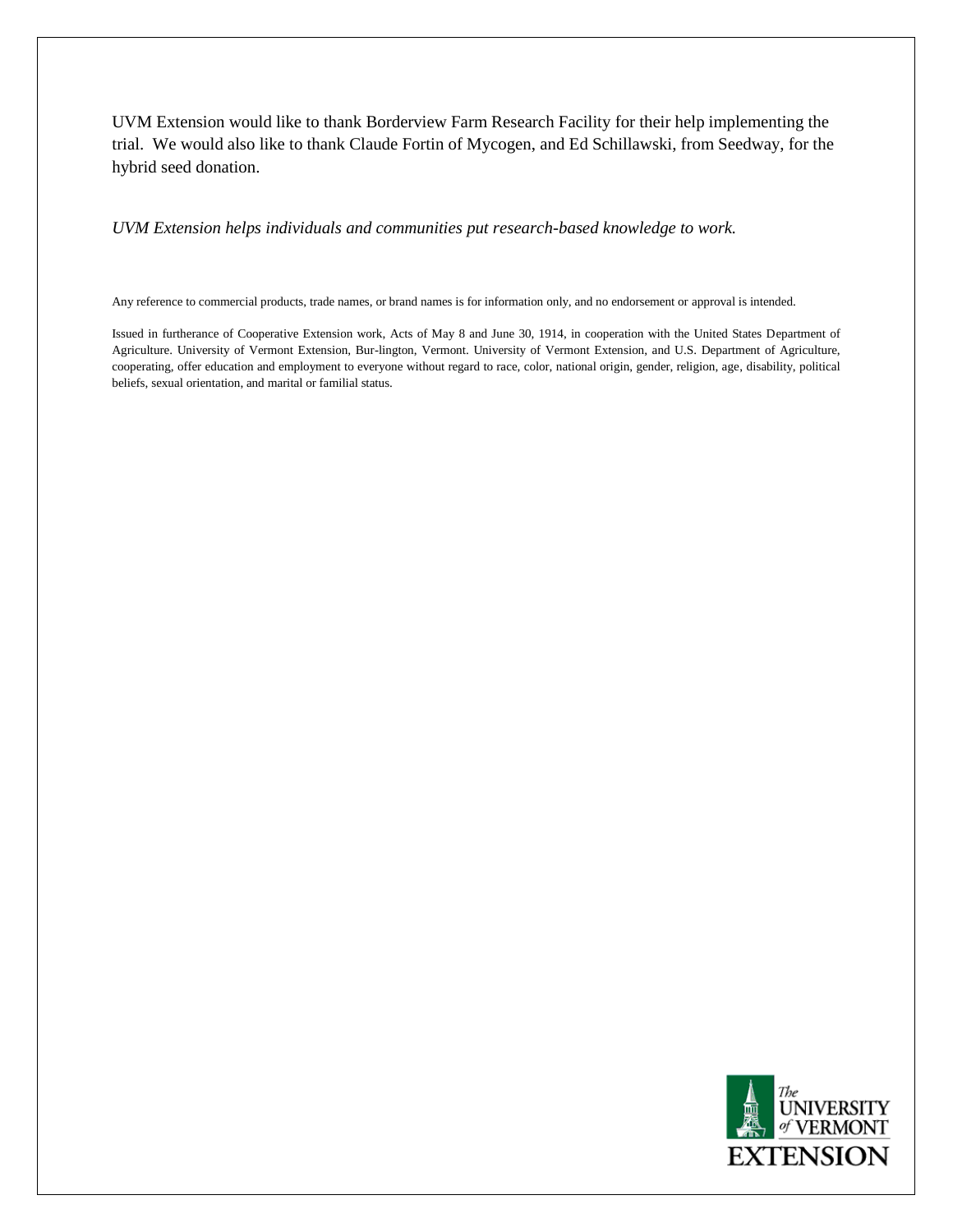UVM Extension would like to thank Borderview Farm Research Facility for their help implementing the trial. We would also like to thank Claude Fortin of Mycogen, and Ed Schillawski, from Seedway, for the hybrid seed donation.

*UVM Extension helps individuals and communities put research-based knowledge to work.*

Any reference to commercial products, trade names, or brand names is for information only, and no endorsement or approval is intended.

Issued in furtherance of Cooperative Extension work, Acts of May 8 and June 30, 1914, in cooperation with the United States Department of Agriculture. University of Vermont Extension, Bur-lington, Vermont. University of Vermont Extension, and U.S. Department of Agriculture, cooperating, offer education and employment to everyone without regard to race, color, national origin, gender, religion, age, disability, political beliefs, sexual orientation, and marital or familial status.

The UNIVERSITY of VERMONT EXTENSION